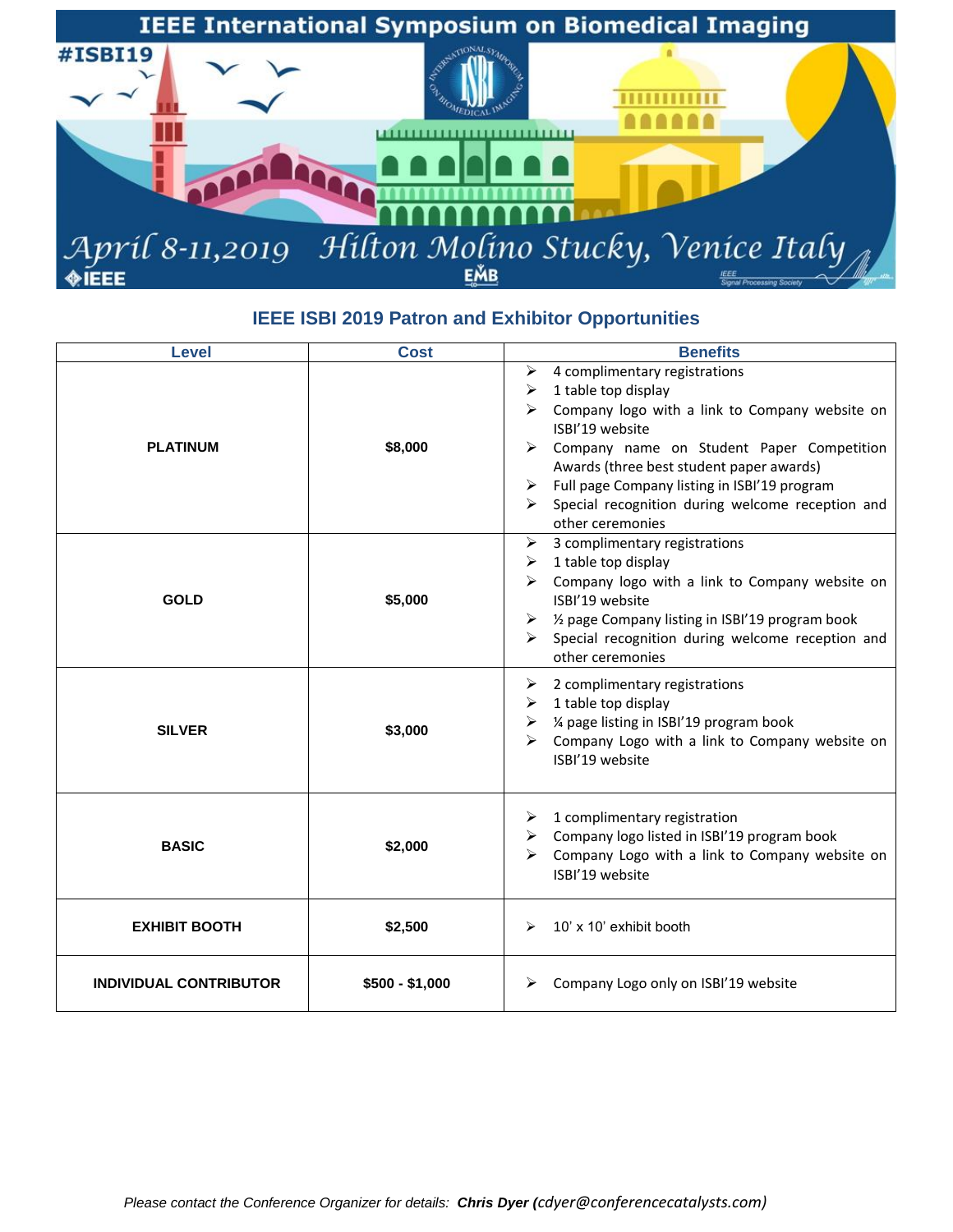# IEEE International Symposium on Biomedical Imaging

#ISBI19

April 8-11, 2019 Hilton Molino Stucky, Venice Italy

## IEEE ISBI 2019 Patron and Exhibitor Opportunities

| Level | Cost | Benefits |
| --- | --- | --- |
| **PLATINUM** | **$8,000** | ➢ 4 complimentary registrations<br>➢ 1 table top display<br>➢ Company logo with a link to Company website on ISBI'19 website<br>➢ Company name on Student Paper Competition Awards (three best student paper awards)<br>➢ Full page Company listing in ISBI'19 program<br>➢ Special recognition during welcome reception and other ceremonies |
| **GOLD** | **$5,000** | ➢ 3 complimentary registrations<br>➢ 1 table top display<br>➢ Company logo with a link to Company website on ISBI'19 website<br>➢ ½ page Company listing in ISBI'19 program book<br>➢ Special recognition during welcome reception and other ceremonies |
| **SILVER** | **$3,000** | ➢ 2 complimentary registrations<br>➢ 1 table top display<br>➢ ¼ page listing in ISBI'19 program book<br>➢ Company Logo with a link to Company website on ISBI'19 website |
| **BASIC** | **$2,000** | ➢ 1 complimentary registration<br>➢ Company logo listed in ISBI'19 program book<br>➢ Company Logo with a link to Company website on ISBI'19 website |
| **EXHIBIT BOOTH** | **$2,500** | ➢ 10' x 10' exhibit booth |
| **INDIVIDUAL CONTRIBUTOR** | **$500 - $1,000** | ➢ Company Logo only on ISBI'19 website |

*Please contact the Conference Organizer for details:* ***Chris Dyer (cdyer@conferencecatalysts.com)***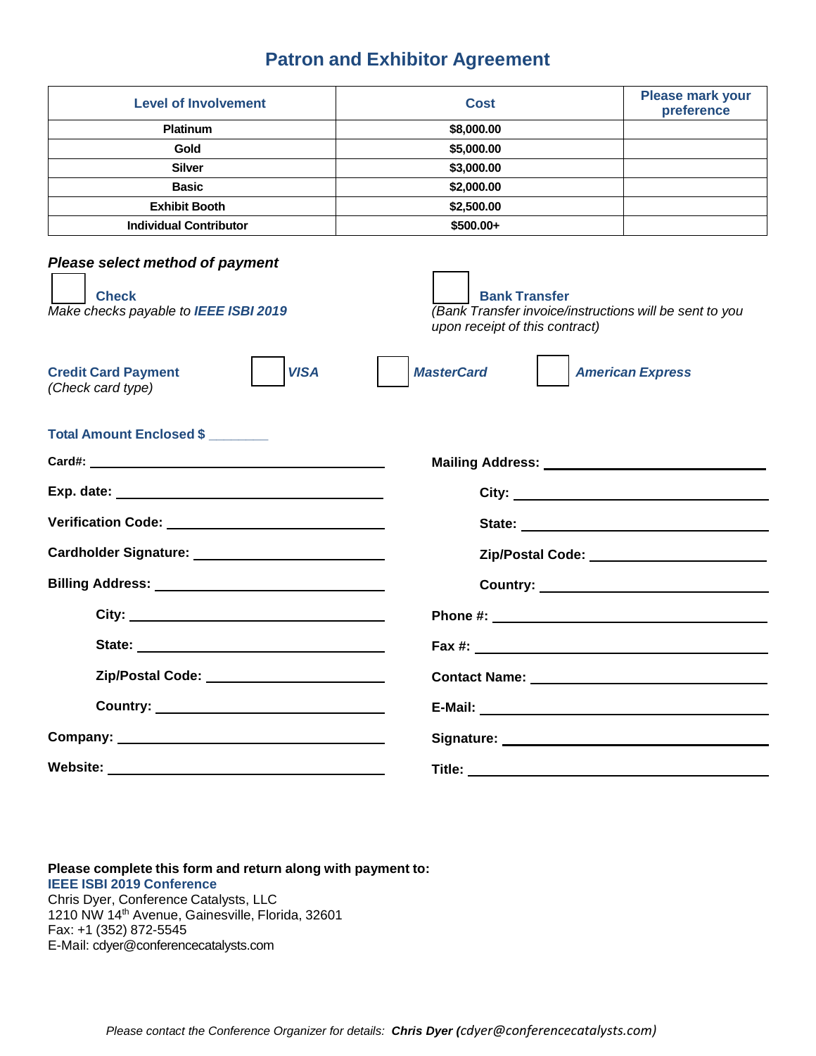# Patron and Exhibitor Agreement

| Level of Involvement | Cost | Please mark your preference |
|---|---|---|
| Platinum | $8,000.00 | |
| Gold | $5,000.00 | |
| Silver | $3,000.00 | |
| Basic | $2,000.00 | |
| Exhibit Booth | $2,500.00 | |
| Individual Contributor | $500.00+ | |

***Please select method of payment***

☐ **Check**
*Make checks payable to* ***IEEE ISBI 2019***

☐ **Bank Transfer**
*(Bank Transfer invoice/instructions will be sent to you upon receipt of this contract)*

**Credit Card Payment**
*(Check card type)*

☐ ***VISA*** ☐ ***MasterCard*** ☐ ***American Express***

**Total Amount Enclosed $ ________**

**Card#:** ____________________

**Exp. date:** ____________________

**Verification Code:** ____________________

**Cardholder Signature:** ____________________

**Billing Address:** ____________________

**City:** ____________________

**State:** ____________________

**Zip/Postal Code:** ____________________

**Country:** ____________________

**Company:** ____________________

**Website:** ____________________

**Mailing Address:** ____________________

**City:** ____________________

**State:** ____________________

**Zip/Postal Code:** ____________________

**Country:** ____________________

**Phone #:** ____________________

**Fax #:** ____________________

**Contact Name:** ____________________

**E-Mail:** ____________________

**Signature:** ____________________

**Title:** ____________________

**Please complete this form and return along with payment to:**
**IEEE ISBI 2019 Conference**
Chris Dyer, Conference Catalysts, LLC
1210 NW 14th Avenue, Gainesville, Florida, 32601
Fax: +1 (352) 872-5545
E-Mail: cdyer@conferencecatalysts.com

*Please contact the Conference Organizer for details:* ***Chris Dyer*** *(cdyer@conferencecatalysts.com)*